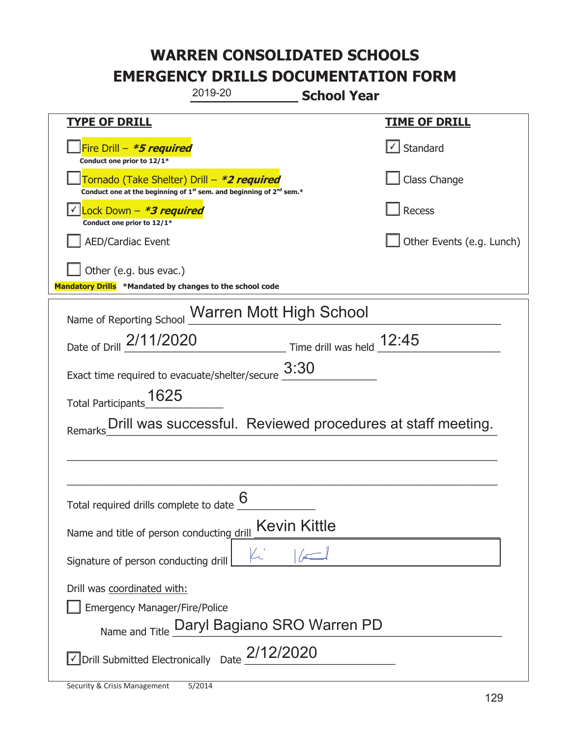# WARREN CONSOLIDATED SCHOOLS
# EMERGENCY DRILLS DOCUMENTATION FORM

2019-20 **School Year**

| **TYPE OF DRILL** | **TIME OF DRILL** |
|---|---|
| ☐ Fire Drill – ***5 required*** <br> **Conduct one prior to 12/1*** | ☑ Standard |
| ☐ Tornado (Take Shelter) Drill – ***2 required*** <br> **Conduct one at the beginning of 1st sem. and beginning of 2nd sem.*** | ☐ Class Change |
| ☑ Lock Down – ***3 required*** <br> **Conduct one prior to 12/1*** | ☐ Recess |
| ☐ AED/Cardiac Event | ☐ Other Events (e.g. Lunch) |
| ☐ Other (e.g. bus evac.) | |

**Mandatory Drills** **\*Mandated by changes to the school code**

Name of Reporting School: Warren Mott High School

Date of Drill: 2/11/2020 Time drill was held: 12:45

Exact time required to evacuate/shelter/secure: 3:30

Total Participants: 1625

Remarks: Drill was successful. Reviewed procedures at staff meeting.

Total required drills complete to date: 6

Name and title of person conducting drill: Kevin Kittle

Signature of person conducting drill: [signature]

Drill was coordinated with:

☐ Emergency Manager/Fire/Police

Name and Title: Daryl Bagiano SRO Warren PD

☑ Drill Submitted Electronically Date: 2/12/2020

Security & Crisis Management 5/2014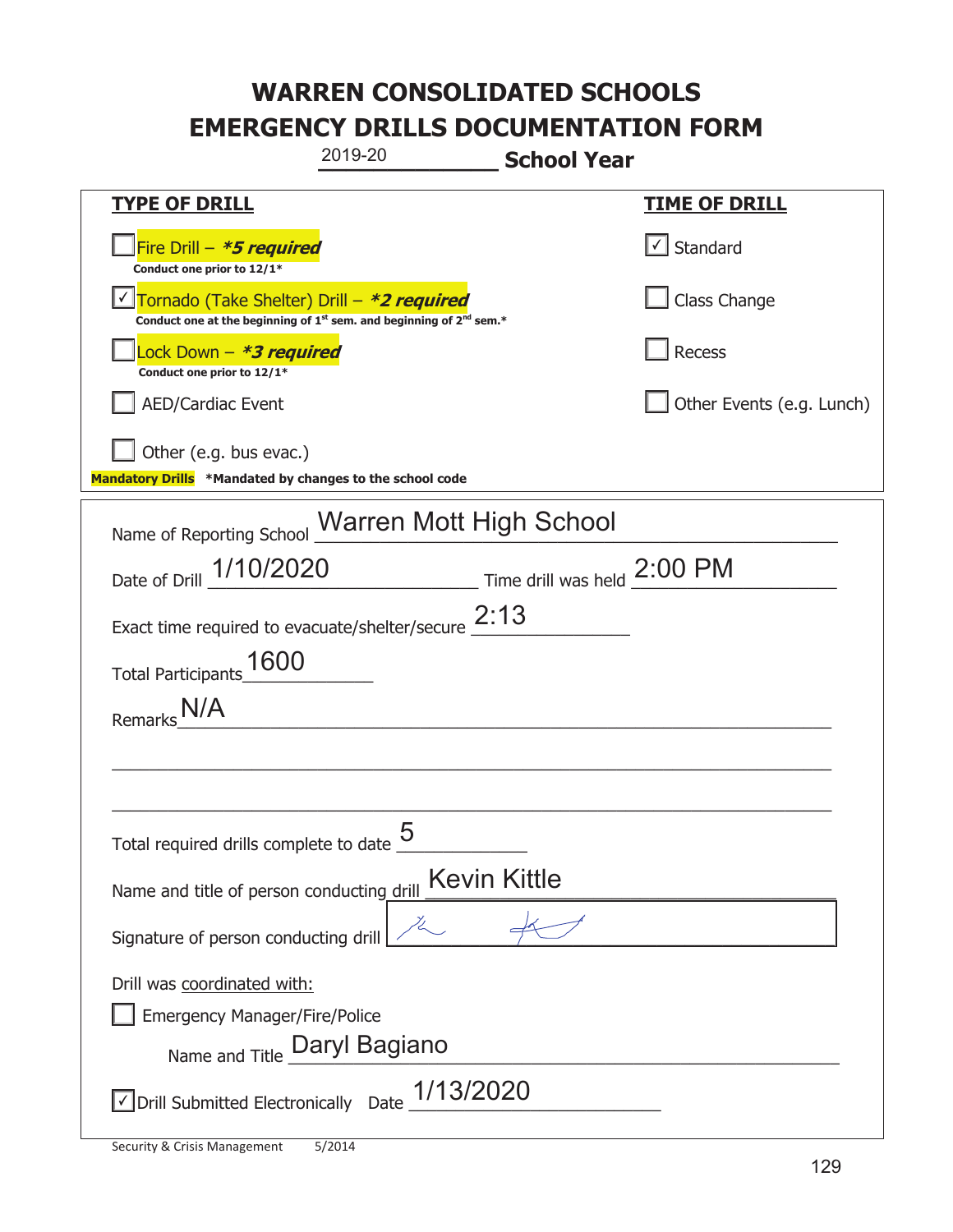# WARREN CONSOLIDATED SCHOOLS
# EMERGENCY DRILLS DOCUMENTATION FORM

2019-20 **School Year**

| **TYPE OF DRILL** | **TIME OF DRILL** |
|---|---|
| ☐ Fire Drill – ***5 required*** <br> **Conduct one prior to 12/1*** | ☑ Standard |
| ☑ Tornado (Take Shelter) Drill – ***2 required*** <br> **Conduct one at the beginning of 1st sem. and beginning of 2nd sem.*** | ☐ Class Change |
| ☐ Lock Down – ***3 required*** <br> **Conduct one prior to 12/1*** | ☐ Recess |
| ☐ AED/Cardiac Event | ☐ Other Events (e.g. Lunch) |
| ☐ Other (e.g. bus evac.) | |

**Mandatory Drills** **\*Mandated by changes to the school code**

Name of Reporting School: Warren Mott High School

Date of Drill: 1/10/2020 Time drill was held: 2:00 PM

Exact time required to evacuate/shelter/secure: 2:13

Total Participants: 1600

Remarks: N/A

Total required drills complete to date: 5

Name and title of person conducting drill: Kevin Kittle

Signature of person conducting drill: [signature]

Drill was coordinated with:

☐ Emergency Manager/Fire/Police

Name and Title: Daryl Bagiano

☑ Drill Submitted Electronically Date: 1/13/2020

Security & Crisis Management 5/2014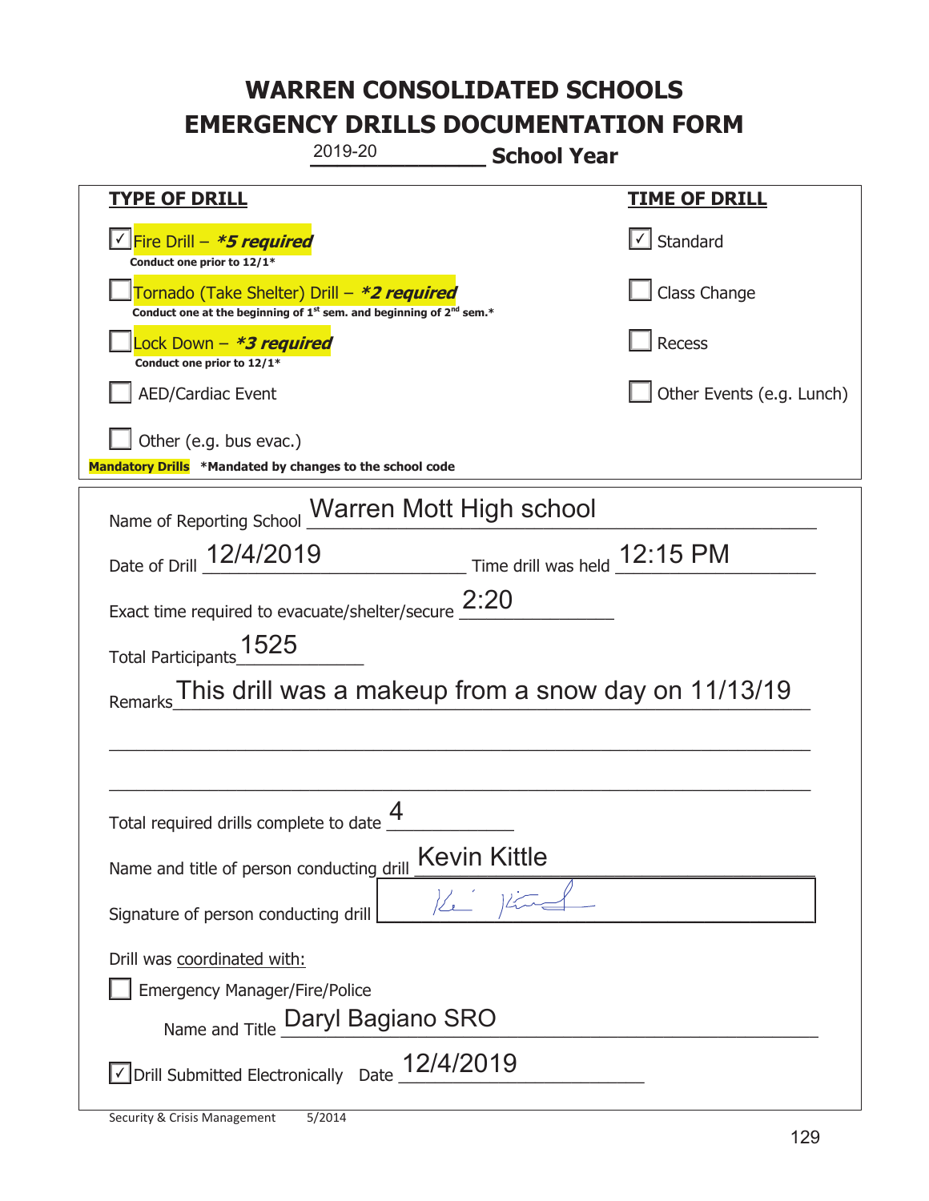# WARREN CONSOLIDATED SCHOOLS
# EMERGENCY DRILLS DOCUMENTATION FORM

2019-20 **School Year**

| **TYPE OF DRILL** | **TIME OF DRILL** |
|---|---|
| ☑ Fire Drill – ***5 required*** <br> **Conduct one prior to 12/1*** | ☑ Standard |
| ☐ Tornado (Take Shelter) Drill – ***2 required*** <br> **Conduct one at the beginning of 1st sem. and beginning of 2nd sem.*** | ☐ Class Change |
| ☐ Lock Down – ***3 required*** <br> **Conduct one prior to 12/1*** | ☐ Recess |
| ☐ AED/Cardiac Event | ☐ Other Events (e.g. Lunch) |
| ☐ Other (e.g. bus evac.) | |

**Mandatory Drills** **\*Mandated by changes to the school code**

Name of Reporting School: Warren Mott High school

Date of Drill: 12/4/2019 Time drill was held: 12:15 PM

Exact time required to evacuate/shelter/secure: 2:20

Total Participants: 1525

Remarks: This drill was a makeup from a snow day on 11/13/19

Total required drills complete to date: 4

Name and title of person conducting drill: Kevin Kittle

Signature of person conducting drill: [signature]

Drill was coordinated with:

☐ Emergency Manager/Fire/Police

Name and Title: Daryl Bagiano SRO

☑ Drill Submitted Electronically Date: 12/4/2019

Security & Crisis Management 5/2014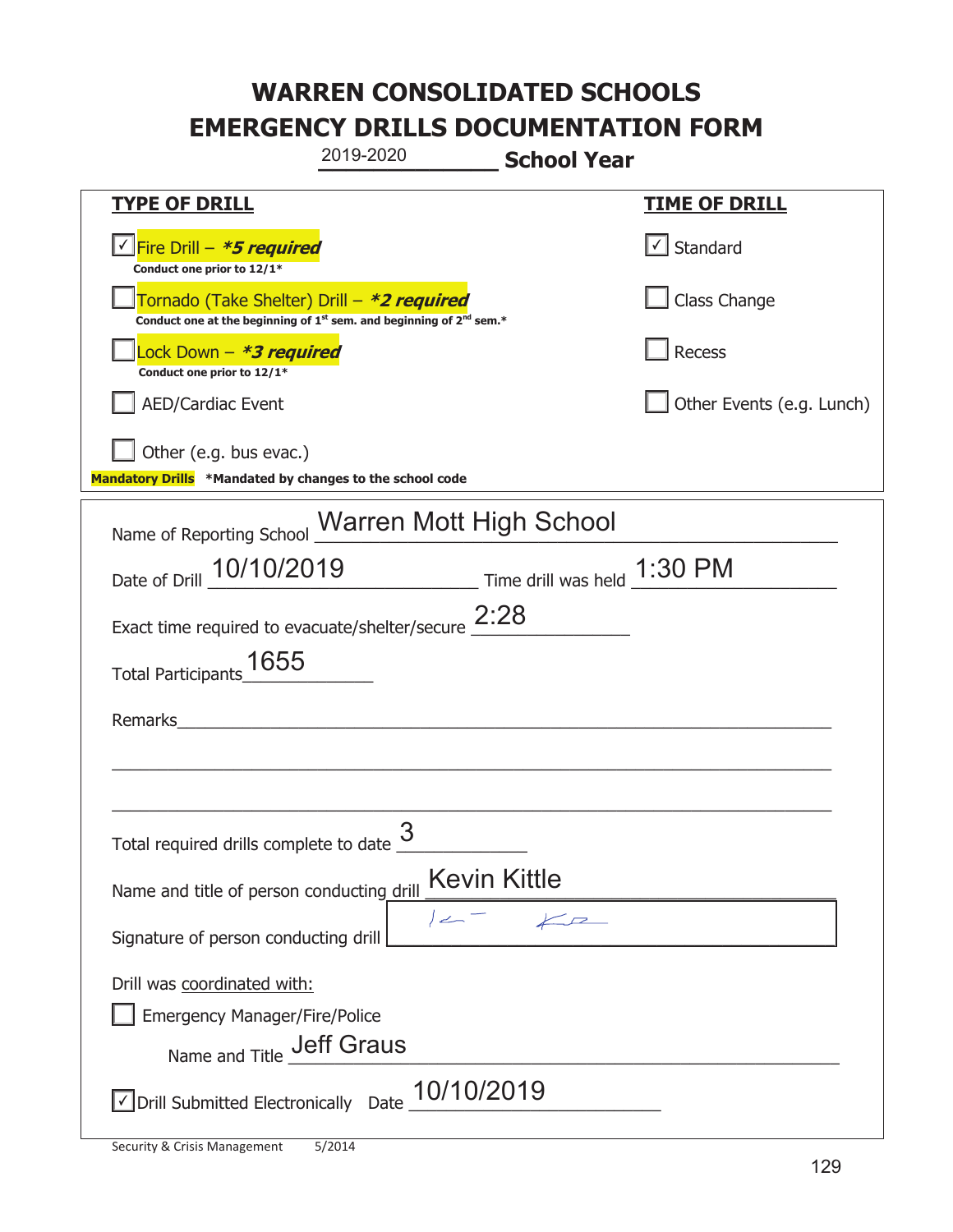# WARREN CONSOLIDATED SCHOOLS
# EMERGENCY DRILLS DOCUMENTATION FORM

2019-2020 **School Year**

| **TYPE OF DRILL** | **TIME OF DRILL** |
|---|---|
| ☑ Fire Drill – ***5 required*** <br> **Conduct one prior to 12/1*** | ☑ Standard |
| ☐ Tornado (Take Shelter) Drill – ***2 required*** <br> **Conduct one at the beginning of 1st sem. and beginning of 2nd sem.*** | ☐ Class Change |
| ☐ Lock Down – ***3 required*** <br> **Conduct one prior to 12/1*** | ☐ Recess |
| ☐ AED/Cardiac Event | ☐ Other Events (e.g. Lunch) |
| ☐ Other (e.g. bus evac.) | |

**Mandatory Drills** ***Mandated by changes to the school code**

Name of Reporting School: Warren Mott High School

Date of Drill: 10/10/2019 Time drill was held: 1:30 PM

Exact time required to evacuate/shelter/secure: 2:28

Total Participants: 1655

Remarks: ______________________________

Total required drills complete to date: 3

Name and title of person conducting drill: Kevin Kittle

Signature of person conducting drill: [signature]

Drill was coordinated with:

☐ Emergency Manager/Fire/Police

Name and Title: Jeff Graus

☑ Drill Submitted Electronically Date: 10/10/2019

Security & Crisis Management 5/2014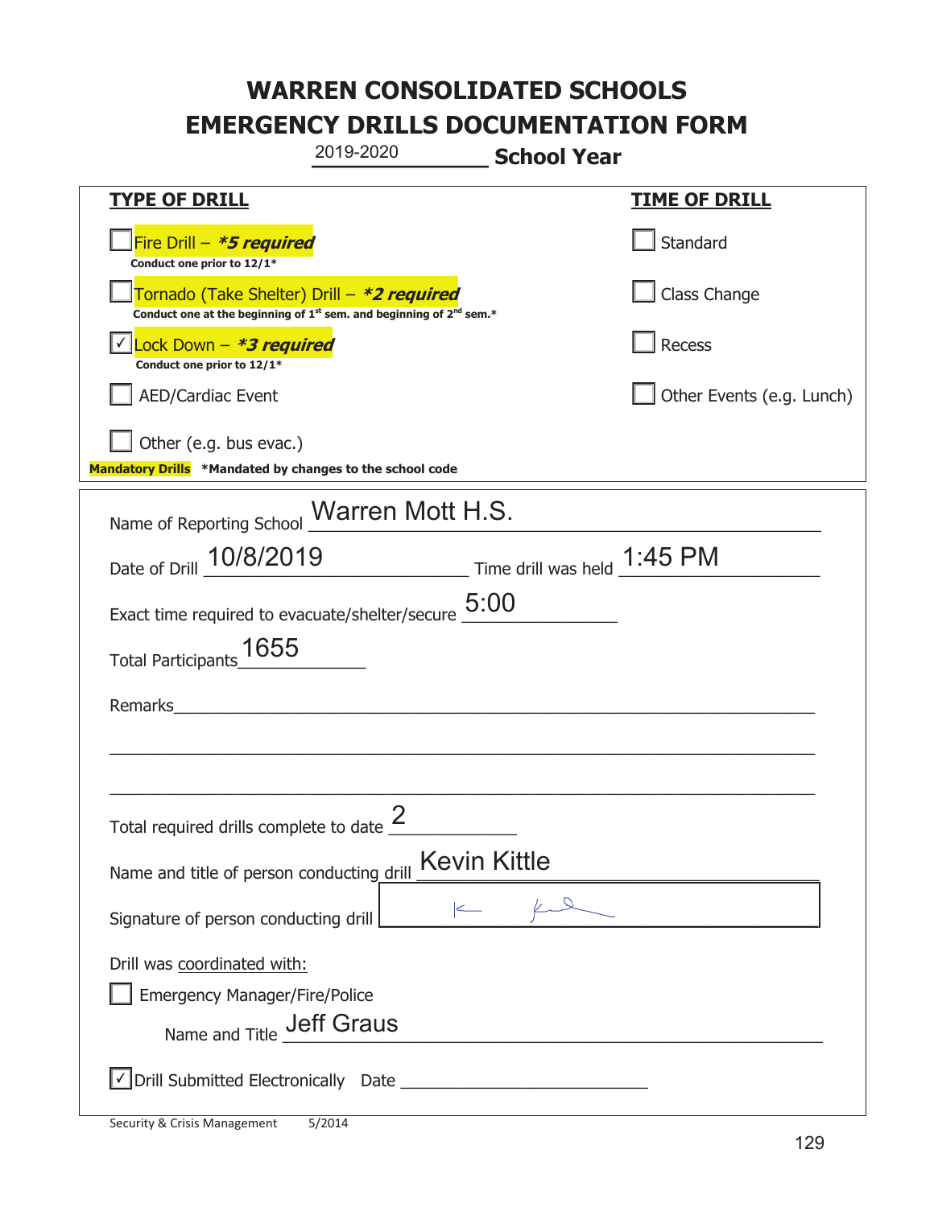# WARREN CONSOLIDATED SCHOOLS
# EMERGENCY DRILLS DOCUMENTATION FORM

2019-2020 **School Year**

| **TYPE OF DRILL** | **TIME OF DRILL** |
|---|---|
| ☐ Fire Drill – ***5 required*** <br> **Conduct one prior to 12/1*** | ☐ Standard |
| ☐ Tornado (Take Shelter) Drill – ***2 required*** <br> **Conduct one at the beginning of 1st sem. and beginning of 2nd sem.*** | ☐ Class Change |
| ☑ Lock Down – ***3 required*** <br> **Conduct one prior to 12/1*** | ☐ Recess |
| ☐ AED/Cardiac Event | ☐ Other Events (e.g. Lunch) |
| ☐ Other (e.g. bus evac.) | |

**Mandatory Drills** **\*Mandated by changes to the school code**

Name of Reporting School: Warren Mott H.S.

Date of Drill: 10/8/2019 Time drill was held: 1:45 PM

Exact time required to evacuate/shelter/secure: 5:00

Total Participants: 1655

Remarks: ______________________________

Total required drills complete to date: 2

Name and title of person conducting drill: Kevin Kittle

Signature of person conducting drill: [signature]

Drill was coordinated with:

☐ Emergency Manager/Fire/Police

Name and Title: Jeff Graus

☑ Drill Submitted Electronically Date ______________

Security & Crisis Management 5/2014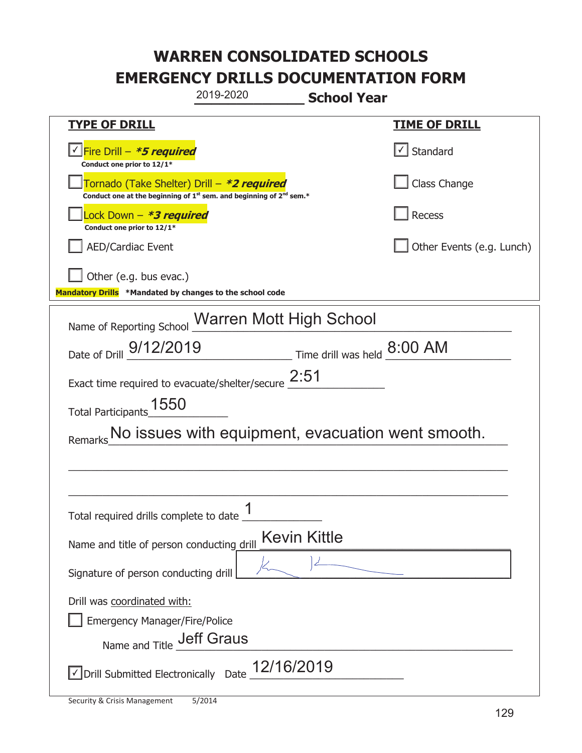# WARREN CONSOLIDATED SCHOOLS
# EMERGENCY DRILLS DOCUMENTATION FORM

2019-2020 **School Year**

| **TYPE OF DRILL** | **TIME OF DRILL** |
|---|---|
| ☑ Fire Drill – ***5 required*** <br> **Conduct one prior to 12/1*** | ☑ Standard |
| ☐ Tornado (Take Shelter) Drill – ***2 required*** <br> **Conduct one at the beginning of 1st sem. and beginning of 2nd sem.*** | ☐ Class Change |
| ☐ Lock Down – ***3 required*** <br> **Conduct one prior to 12/1*** | ☐ Recess |
| ☐ AED/Cardiac Event | ☐ Other Events (e.g. Lunch) |
| ☐ Other (e.g. bus evac.) | |

**Mandatory Drills** **\*Mandated by changes to the school code**

Name of Reporting School: Warren Mott High School

Date of Drill: 9/12/2019 Time drill was held: 8:00 AM

Exact time required to evacuate/shelter/secure: 2:51

Total Participants: 1550

Remarks: No issues with equipment, evacuation went smooth.

Total required drills complete to date: 1

Name and title of person conducting drill: Kevin Kittle

Signature of person conducting drill: [signature]

Drill was coordinated with:

☐ Emergency Manager/Fire/Police

Name and Title: Jeff Graus

☑ Drill Submitted Electronically Date: 12/16/2019

Security & Crisis Management 5/2014